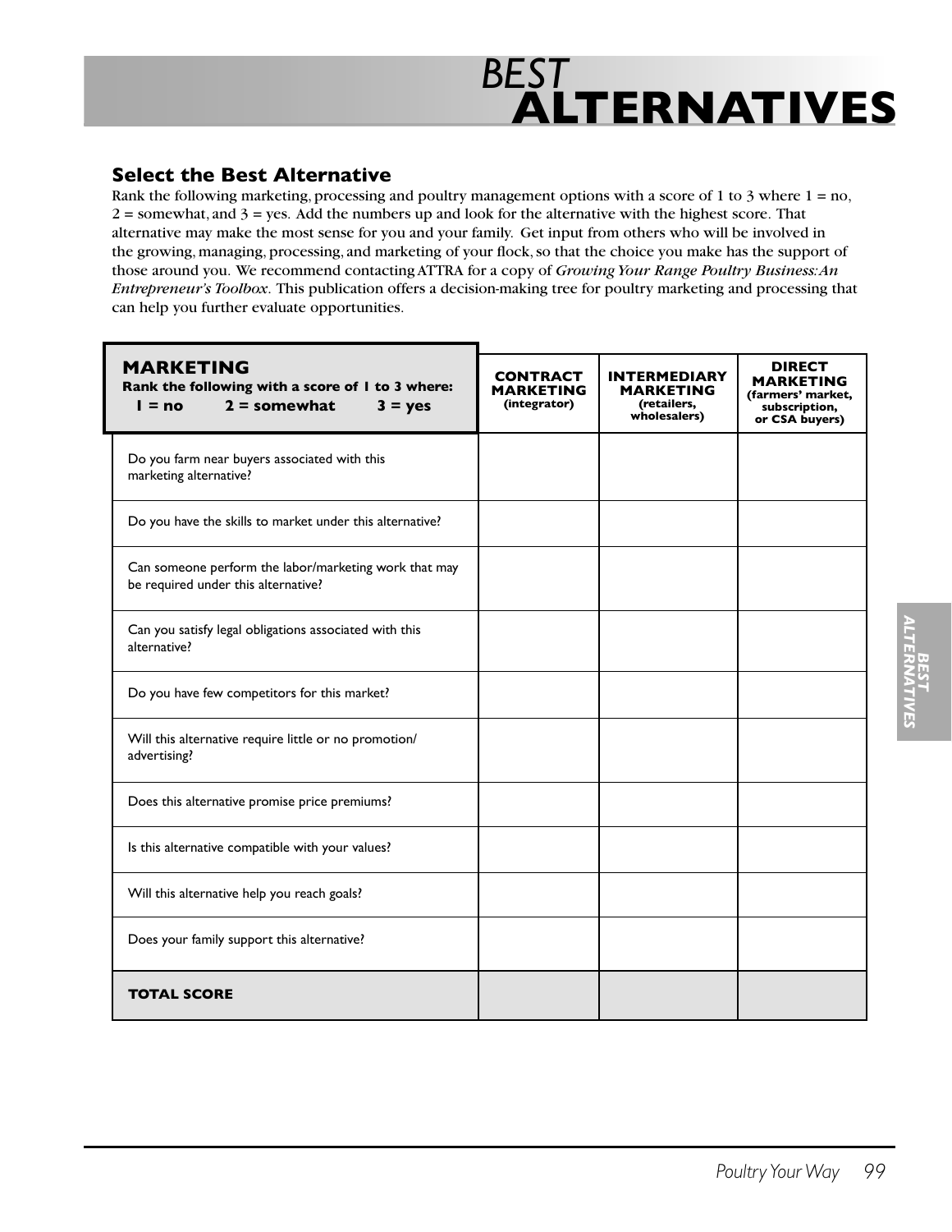# *BEST* ALTERNATIVES

## Select the Best Alternative

Rank the following marketing, processing and poultry management options with a score of 1 to 3 where 1 = no, 2 = somewhat, and 3 = yes. Add the numbers up and look for the alternative with the highest score. That alternative may make the most sense for you and your family. Get input from others who will be involved in the growing, managing, processing, and marketing of your flock, so that the choice you make has the support of those around you. We recommend contacting ATTRA for a copy of *Growing Your Range Poultry Business: An Entrepreneur's Toolbox*. This publication offers a decision-making tree for poultry marketing and processing that can help you further evaluate opportunities.

| **MARKETING** Rank the following with a score of 1 to 3 where: 1 = no 2 = somewhat 3 = yes | **CONTRACT MARKETING** (integrator) | **INTERMEDIARY MARKETING** (retailers, wholesalers) | **DIRECT MARKETING** (farmers' market, subscription, or CSA buyers) |
|---|---|---|---|
| Do you farm near buyers associated with this marketing alternative? | | | |
| Do you have the skills to market under this alternative? | | | |
| Can someone perform the labor/marketing work that may be required under this alternative? | | | |
| Can you satisfy legal obligations associated with this alternative? | | | |
| Do you have few competitors for this market? | | | |
| Will this alternative require little or no promotion/advertising? | | | |
| Does this alternative promise price premiums? | | | |
| Is this alternative compatible with your values? | | | |
| Will this alternative help you reach goals? | | | |
| Does your family support this alternative? | | | |
| **TOTAL SCORE** | | | |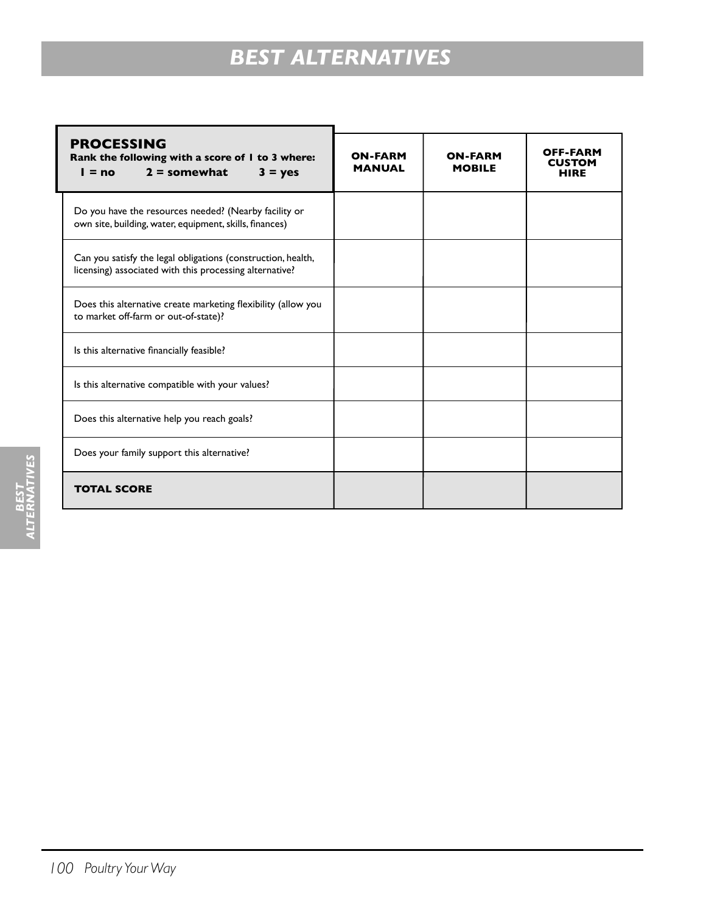# BEST ALTERNATIVES

| **PROCESSING**<br>**Rank the following with a score of 1 to 3 where:**<br>**1 = no 2 = somewhat 3 = yes** | **ON-FARM MANUAL** | **ON-FARM MOBILE** | **OFF-FARM CUSTOM HIRE** |
|---|---|---|---|
| Do you have the resources needed? (Nearby facility or own site, building, water, equipment, skills, finances) | | | |
| Can you satisfy the legal obligations (construction, health, licensing) associated with this processing alternative? | | | |
| Does this alternative create marketing flexibility (allow you to market off-farm or out-of-state)? | | | |
| Is this alternative financially feasible? | | | |
| Is this alternative compatible with your values? | | | |
| Does this alternative help you reach goals? | | | |
| Does your family support this alternative? | | | |
| **TOTAL SCORE** | | | |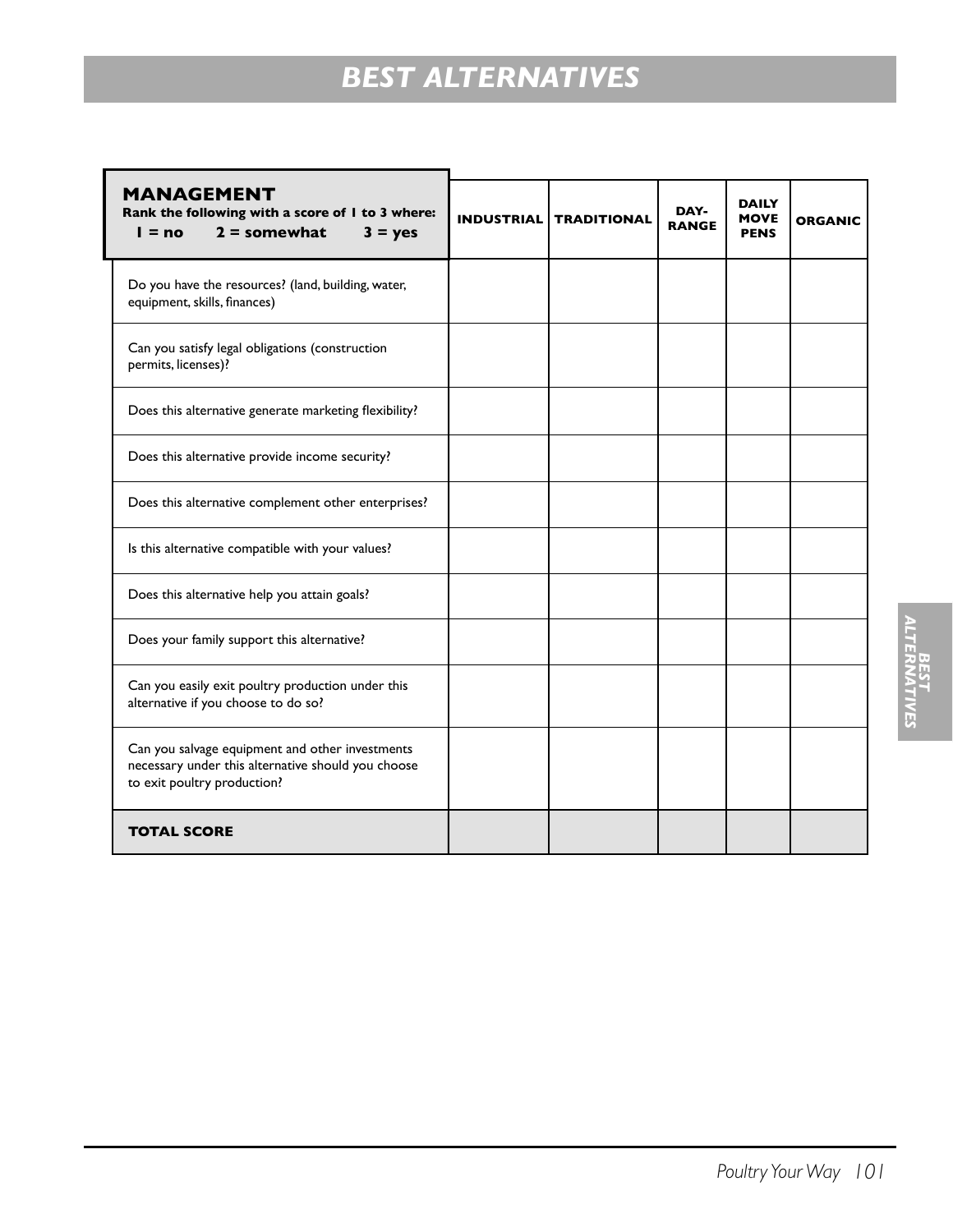# *BEST ALTERNATIVES*

| **MANAGEMENT**<br>**Rank the following with a score of 1 to 3 where:**<br>**1 = no  2 = somewhat  3 = yes** | **INDUSTRIAL** | **TRADITIONAL** | **DAY-RANGE** | **DAILY MOVE PENS** | **ORGANIC** |
|---|---|---|---|---|---|
| Do you have the resources? (land, building, water, equipment, skills, finances) | | | | | |
| Can you satisfy legal obligations (construction permits, licenses)? | | | | | |
| Does this alternative generate marketing flexibility? | | | | | |
| Does this alternative provide income security? | | | | | |
| Does this alternative complement other enterprises? | | | | | |
| Is this alternative compatible with your values? | | | | | |
| Does this alternative help you attain goals? | | | | | |
| Does your family support this alternative? | | | | | |
| Can you easily exit poultry production under this alternative if you choose to do so? | | | | | |
| Can you salvage equipment and other investments necessary under this alternative should you choose to exit poultry production? | | | | | |
| **TOTAL SCORE** | | | | | |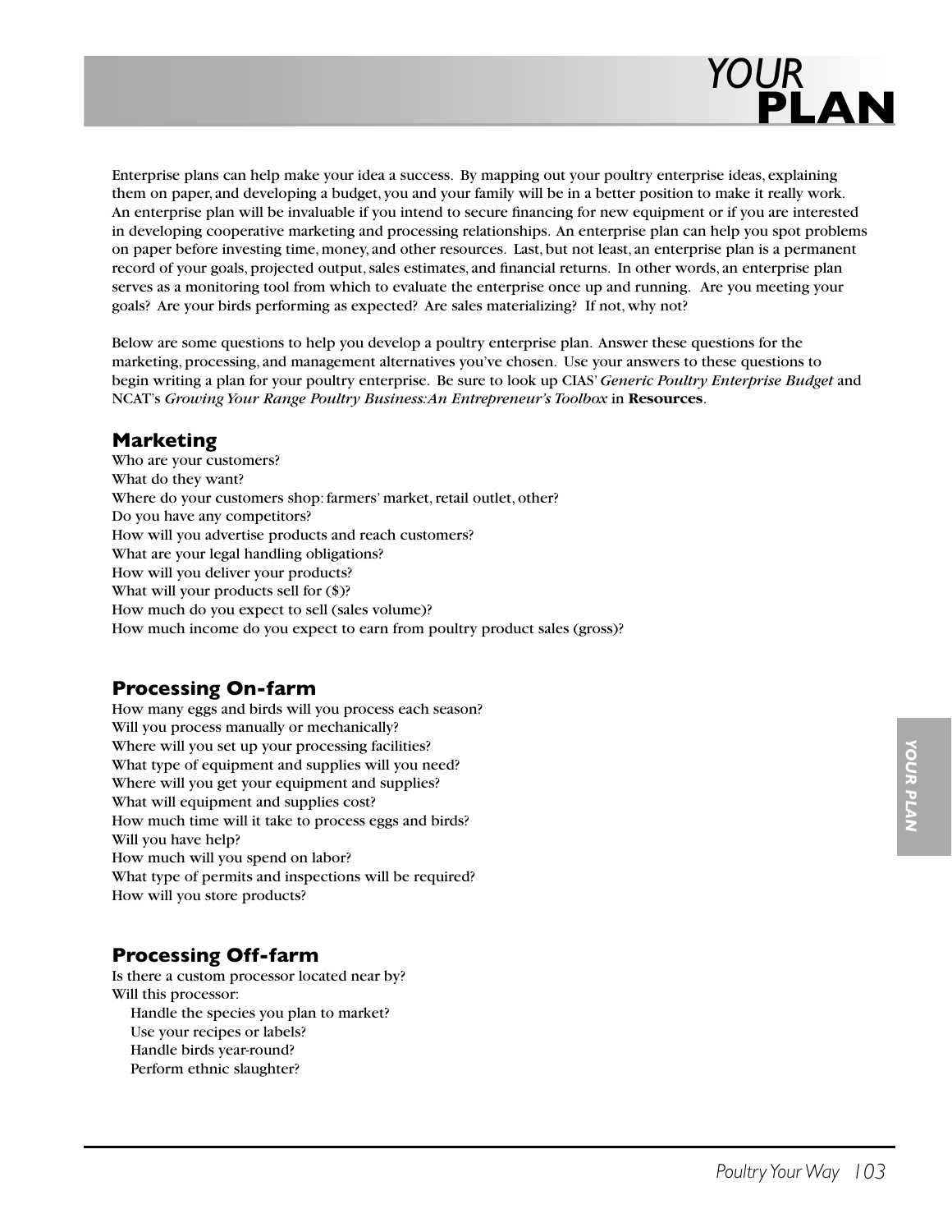# YOUR PLAN

Enterprise plans can help make your idea a success. By mapping out your poultry enterprise ideas, explaining them on paper, and developing a budget, you and your family will be in a better position to make it really work. An enterprise plan will be invaluable if you intend to secure financing for new equipment or if you are interested in developing cooperative marketing and processing relationships. An enterprise plan can help you spot problems on paper before investing time, money, and other resources. Last, but not least, an enterprise plan is a permanent record of your goals, projected output, sales estimates, and financial returns. In other words, an enterprise plan serves as a monitoring tool from which to evaluate the enterprise once up and running. Are you meeting your goals? Are your birds performing as expected? Are sales materializing? If not, why not?

Below are some questions to help you develop a poultry enterprise plan. Answer these questions for the marketing, processing, and management alternatives you've chosen. Use your answers to these questions to begin writing a plan for your poultry enterprise. Be sure to look up CIAS' *Generic Poultry Enterprise Budget* and NCAT's *Growing Your Range Poultry Business: An Entrepreneur's Toolbox* in **Resources**.

## Marketing

Who are your customers?
What do they want?
Where do your customers shop: farmers' market, retail outlet, other?
Do you have any competitors?
How will you advertise products and reach customers?
What are your legal handling obligations?
How will you deliver your products?
What will your products sell for ($)?
How much do you expect to sell (sales volume)?
How much income do you expect to earn from poultry product sales (gross)?

## Processing On-farm

How many eggs and birds will you process each season?
Will you process manually or mechanically?
Where will you set up your processing facilities?
What type of equipment and supplies will you need?
Where will you get your equipment and supplies?
What will equipment and supplies cost?
How much time will it take to process eggs and birds?
Will you have help?
How much will you spend on labor?
What type of permits and inspections will be required?
How will you store products?

## Processing Off-farm

Is there a custom processor located near by?
Will this processor:
- Handle the species you plan to market?
- Use your recipes or labels?
- Handle birds year-round?
- Perform ethnic slaughter?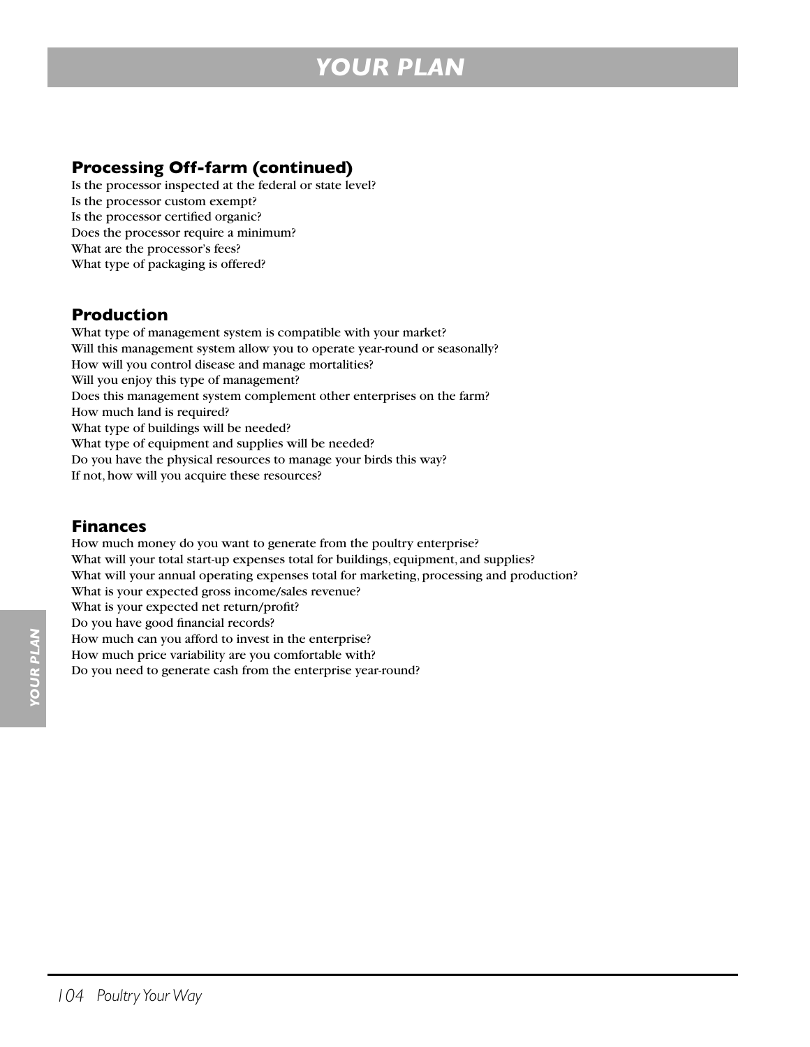# YOUR PLAN

### Processing Off-farm (continued)

Is the processor inspected at the federal or state level?
Is the processor custom exempt?
Is the processor certified organic?
Does the processor require a minimum?
What are the processor's fees?
What type of packaging is offered?

### Production

What type of management system is compatible with your market?
Will this management system allow you to operate year-round or seasonally?
How will you control disease and manage mortalities?
Will you enjoy this type of management?
Does this management system complement other enterprises on the farm?
How much land is required?
What type of buildings will be needed?
What type of equipment and supplies will be needed?
Do you have the physical resources to manage your birds this way?
If not, how will you acquire these resources?

### Finances

How much money do you want to generate from the poultry enterprise?
What will your total start-up expenses total for buildings, equipment, and supplies?
What will your annual operating expenses total for marketing, processing and production?
What is your expected gross income/sales revenue?
What is your expected net return/profit?
Do you have good financial records?
How much can you afford to invest in the enterprise?
How much price variability are you comfortable with?
Do you need to generate cash from the enterprise year-round?